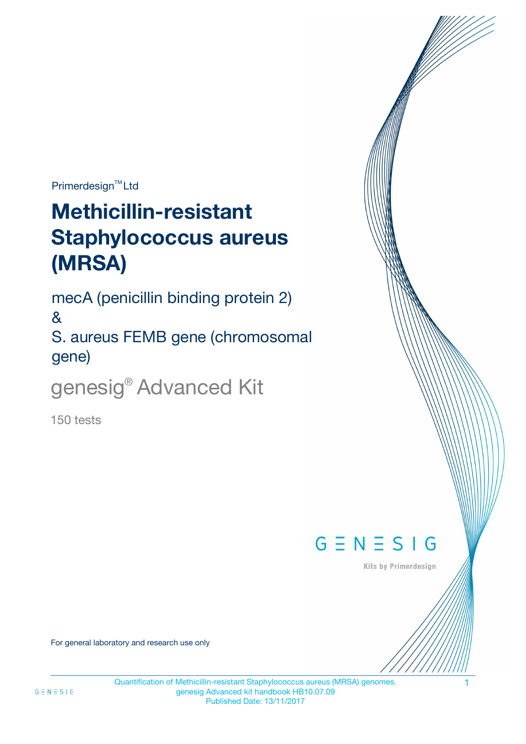Primerdesign™ Ltd

# Methicillin-resistant Staphylococcus aureus (MRSA)

mecA (penicillin binding protein 2)
&
S. aureus FEMB gene (chromosomal gene)

## genesig® Advanced Kit

150 tests

GENESIG

Kits by Primerdesign

For general laboratory and research use only

Quantification of Methicillin-resistant Staphylococcus aureus (MRSA) genomes.
genesig Advanced kit handbook HB10.07.09
Published Date: 13/11/2017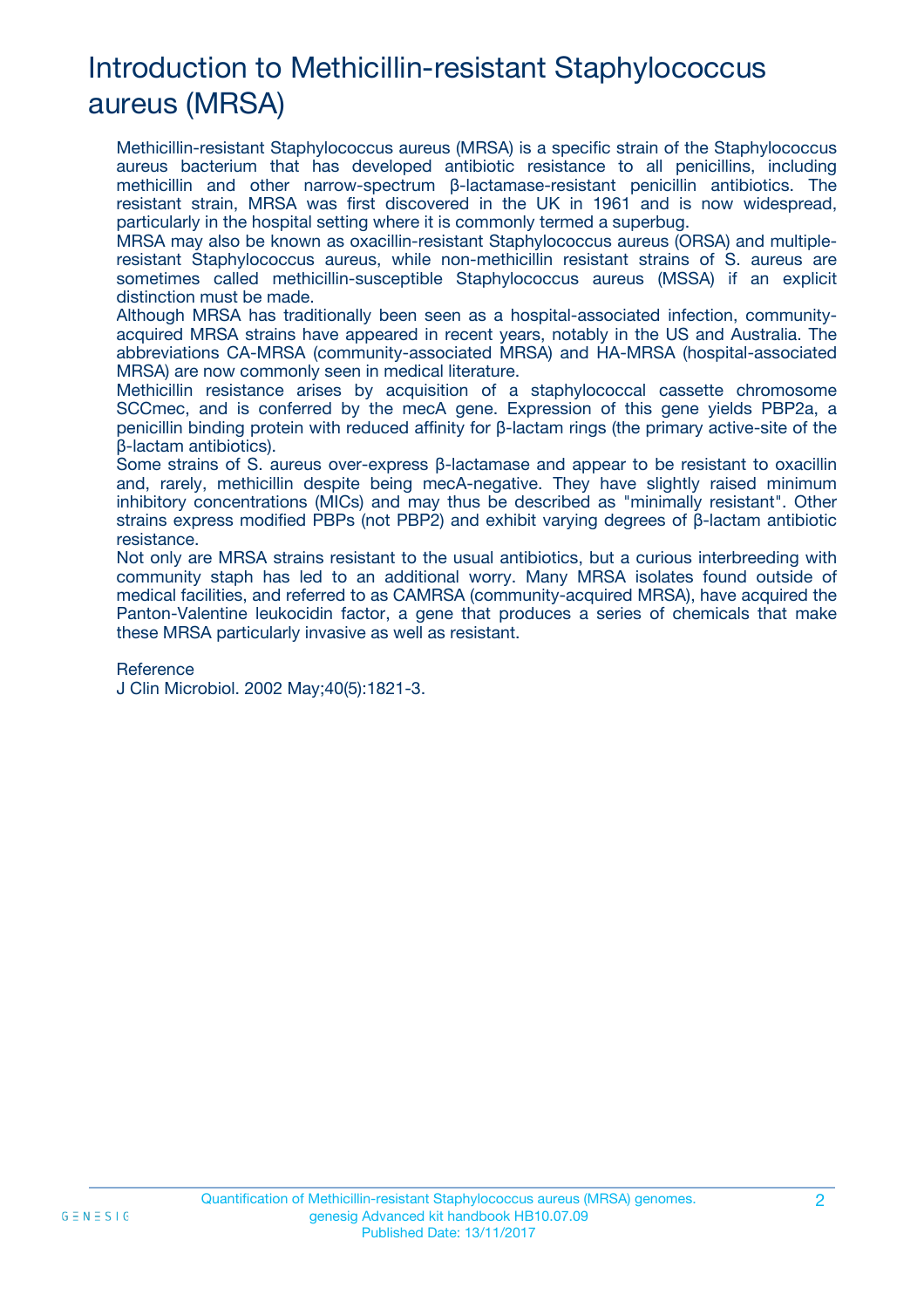# Introduction to Methicillin-resistant Staphylococcus aureus (MRSA)

Methicillin-resistant Staphylococcus aureus (MRSA) is a specific strain of the Staphylococcus aureus bacterium that has developed antibiotic resistance to all penicillins, including methicillin and other narrow-spectrum β-lactamase-resistant penicillin antibiotics. The resistant strain, MRSA was first discovered in the UK in 1961 and is now widespread, particularly in the hospital setting where it is commonly termed a superbug.

MRSA may also be known as oxacillin-resistant Staphylococcus aureus (ORSA) and multiple-resistant Staphylococcus aureus, while non-methicillin resistant strains of S. aureus are sometimes called methicillin-susceptible Staphylococcus aureus (MSSA) if an explicit distinction must be made.

Although MRSA has traditionally been seen as a hospital-associated infection, community-acquired MRSA strains have appeared in recent years, notably in the US and Australia. The abbreviations CA-MRSA (community-associated MRSA) and HA-MRSA (hospital-associated MRSA) are now commonly seen in medical literature.

Methicillin resistance arises by acquisition of a staphylococcal cassette chromosome SCCmec, and is conferred by the mecA gene. Expression of this gene yields PBP2a, a penicillin binding protein with reduced affinity for β-lactam rings (the primary active-site of the β-lactam antibiotics).

Some strains of S. aureus over-express β-lactamase and appear to be resistant to oxacillin and, rarely, methicillin despite being mecA-negative. They have slightly raised minimum inhibitory concentrations (MICs) and may thus be described as "minimally resistant". Other strains express modified PBPs (not PBP2) and exhibit varying degrees of β-lactam antibiotic resistance.

Not only are MRSA strains resistant to the usual antibiotics, but a curious interbreeding with community staph has led to an additional worry. Many MRSA isolates found outside of medical facilities, and referred to as CAMRSA (community-acquired MRSA), have acquired the Panton-Valentine leukocidin factor, a gene that produces a series of chemicals that make these MRSA particularly invasive as well as resistant.

Reference

J Clin Microbiol. 2002 May;40(5):1821-3.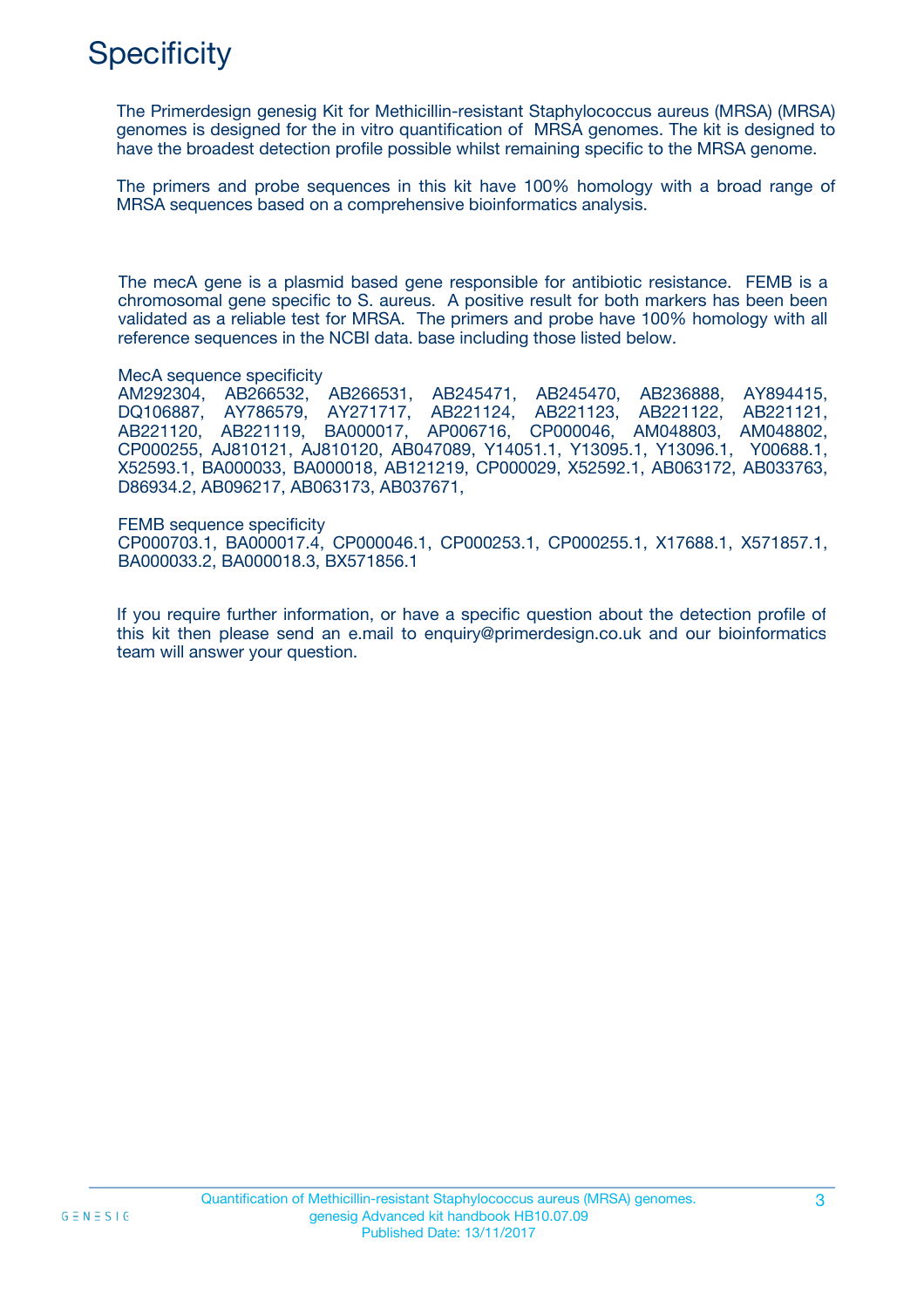# Specificity

The Primerdesign genesig Kit for Methicillin-resistant Staphylococcus aureus (MRSA) (MRSA) genomes is designed for the in vitro quantification of MRSA genomes. The kit is designed to have the broadest detection profile possible whilst remaining specific to the MRSA genome.

The primers and probe sequences in this kit have 100% homology with a broad range of MRSA sequences based on a comprehensive bioinformatics analysis.

The mecA gene is a plasmid based gene responsible for antibiotic resistance. FEMB is a chromosomal gene specific to S. aureus. A positive result for both markers has been been validated as a reliable test for MRSA. The primers and probe have 100% homology with all reference sequences in the NCBI data. base including those listed below.

MecA sequence specificity
AM292304, AB266532, AB266531, AB245471, AB245470, AB236888, AY894415, DQ106887, AY786579, AY271717, AB221124, AB221123, AB221122, AB221121, AB221120, AB221119, BA000017, AP006716, CP000046, AM048803, AM048802, CP000255, AJ810121, AJ810120, AB047089, Y14051.1, Y13095.1, Y13096.1, Y00688.1, X52593.1, BA000033, BA000018, AB121219, CP000029, X52592.1, AB063172, AB033763, D86934.2, AB096217, AB063173, AB037671,

FEMB sequence specificity
CP000703.1, BA000017.4, CP000046.1, CP000253.1, CP000255.1, X17688.1, X571857.1, BA000033.2, BA000018.3, BX571856.1

If you require further information, or have a specific question about the detection profile of this kit then please send an e.mail to enquiry@primerdesign.co.uk and our bioinformatics team will answer your question.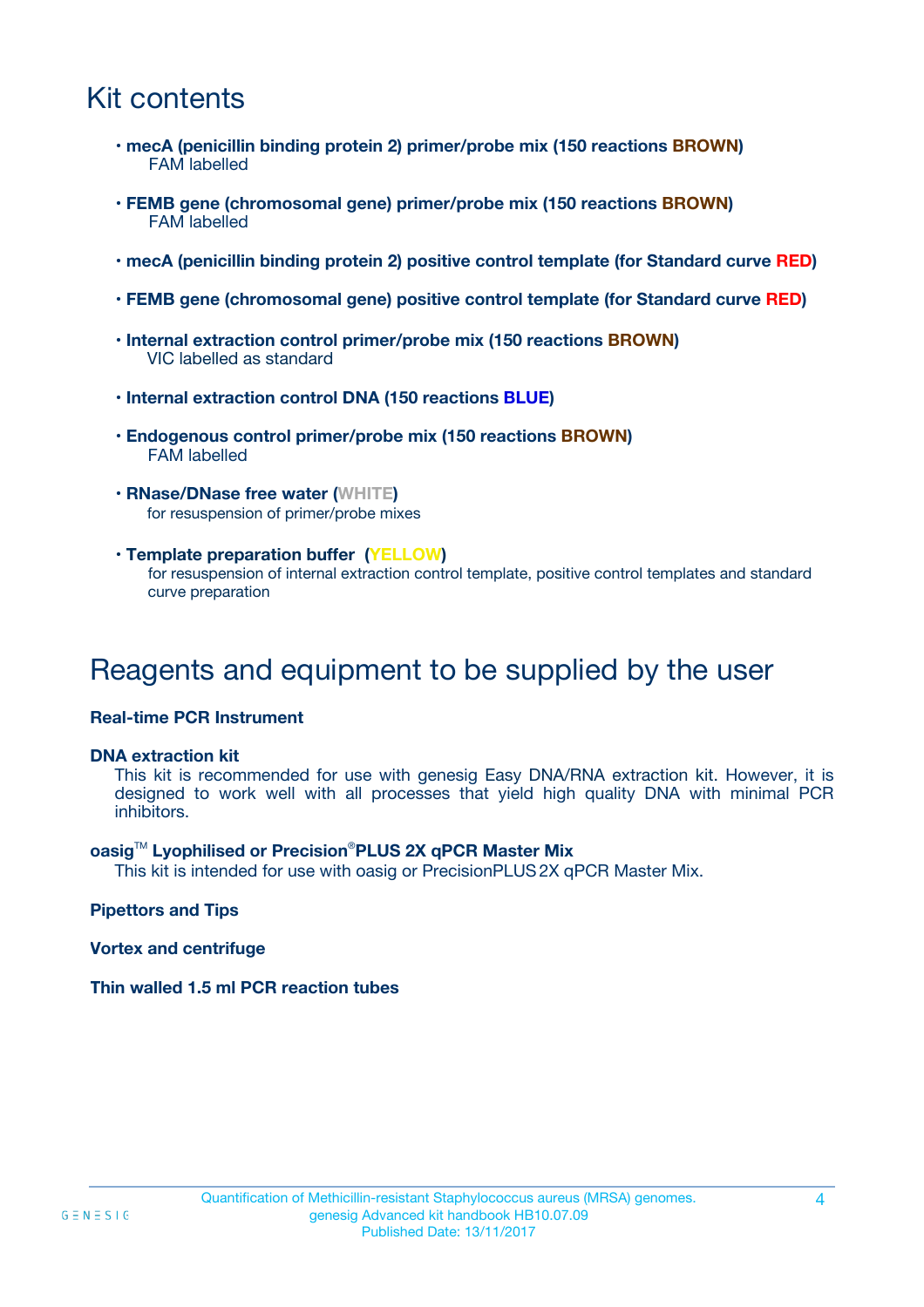# Kit contents

- **mecA (penicillin binding protein 2) primer/probe mix (150 reactions BROWN)**
  FAM labelled
- **FEMB gene (chromosomal gene) primer/probe mix (150 reactions BROWN)**
  FAM labelled
- **mecA (penicillin binding protein 2) positive control template (for Standard curve RED)**
- **FEMB gene (chromosomal gene) positive control template (for Standard curve RED)**
- **Internal extraction control primer/probe mix (150 reactions BROWN)**
  VIC labelled as standard
- **Internal extraction control DNA (150 reactions BLUE)**
- **Endogenous control primer/probe mix (150 reactions BROWN)**
  FAM labelled
- **RNase/DNase free water (WHITE)**
  for resuspension of primer/probe mixes
- **Template preparation buffer (YELLOW)**
  for resuspension of internal extraction control template, positive control templates and standard curve preparation

# Reagents and equipment to be supplied by the user

**Real-time PCR Instrument**

**DNA extraction kit**
This kit is recommended for use with genesig Easy DNA/RNA extraction kit. However, it is designed to work well with all processes that yield high quality DNA with minimal PCR inhibitors.

**oasig™ Lyophilised or Precision®PLUS 2X qPCR Master Mix**
This kit is intended for use with oasig or PrecisionPLUS 2X qPCR Master Mix.

**Pipettors and Tips**

**Vortex and centrifuge**

**Thin walled 1.5 ml PCR reaction tubes**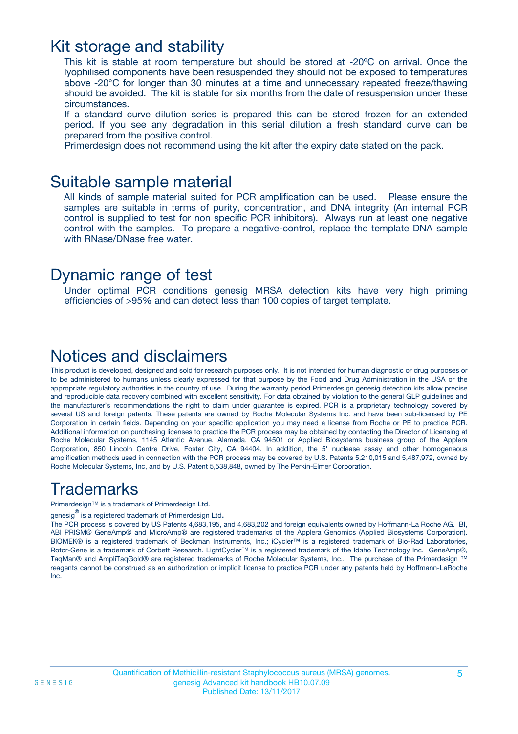## Kit storage and stability

This kit is stable at room temperature but should be stored at -20ºC on arrival. Once the lyophilised components have been resuspended they should not be exposed to temperatures above -20°C for longer than 30 minutes at a time and unnecessary repeated freeze/thawing should be avoided. The kit is stable for six months from the date of resuspension under these circumstances.

If a standard curve dilution series is prepared this can be stored frozen for an extended period. If you see any degradation in this serial dilution a fresh standard curve can be prepared from the positive control.

Primerdesign does not recommend using the kit after the expiry date stated on the pack.

## Suitable sample material

All kinds of sample material suited for PCR amplification can be used. Please ensure the samples are suitable in terms of purity, concentration, and DNA integrity (An internal PCR control is supplied to test for non specific PCR inhibitors). Always run at least one negative control with the samples. To prepare a negative-control, replace the template DNA sample with RNase/DNase free water.

## Dynamic range of test

Under optimal PCR conditions genesig MRSA detection kits have very high priming efficiencies of >95% and can detect less than 100 copies of target template.

## Notices and disclaimers

This product is developed, designed and sold for research purposes only. It is not intended for human diagnostic or drug purposes or to be administered to humans unless clearly expressed for that purpose by the Food and Drug Administration in the USA or the appropriate regulatory authorities in the country of use. During the warranty period Primerdesign genesig detection kits allow precise and reproducible data recovery combined with excellent sensitivity. For data obtained by violation to the general GLP guidelines and the manufacturer's recommendations the right to claim under guarantee is expired. PCR is a proprietary technology covered by several US and foreign patents. These patents are owned by Roche Molecular Systems Inc. and have been sub-licensed by PE Corporation in certain fields. Depending on your specific application you may need a license from Roche or PE to practice PCR. Additional information on purchasing licenses to practice the PCR process may be obtained by contacting the Director of Licensing at Roche Molecular Systems, 1145 Atlantic Avenue, Alameda, CA 94501 or Applied Biosystems business group of the Applera Corporation, 850 Lincoln Centre Drive, Foster City, CA 94404. In addition, the 5' nuclease assay and other homogeneous amplification methods used in connection with the PCR process may be covered by U.S. Patents 5,210,015 and 5,487,972, owned by Roche Molecular Systems, Inc, and by U.S. Patent 5,538,848, owned by The Perkin-Elmer Corporation.

## Trademarks

Primerdesign™ is a trademark of Primerdesign Ltd.

genesig® is a registered trademark of Primerdesign Ltd.

The PCR process is covered by US Patents 4,683,195, and 4,683,202 and foreign equivalents owned by Hoffmann-La Roche AG. BI, ABI PRISM® GeneAmp® and MicroAmp® are registered trademarks of the Applera Genomics (Applied Biosystems Corporation). BIOMEK® is a registered trademark of Beckman Instruments, Inc.; iCycler™ is a registered trademark of Bio-Rad Laboratories, Rotor-Gene is a trademark of Corbett Research. LightCycler™ is a registered trademark of the Idaho Technology Inc. GeneAmp®, TaqMan® and AmpliTaqGold® are registered trademarks of Roche Molecular Systems, Inc., The purchase of the Primerdesign ™ reagents cannot be construed as an authorization or implicit license to practice PCR under any patents held by Hoffmann-LaRoche Inc.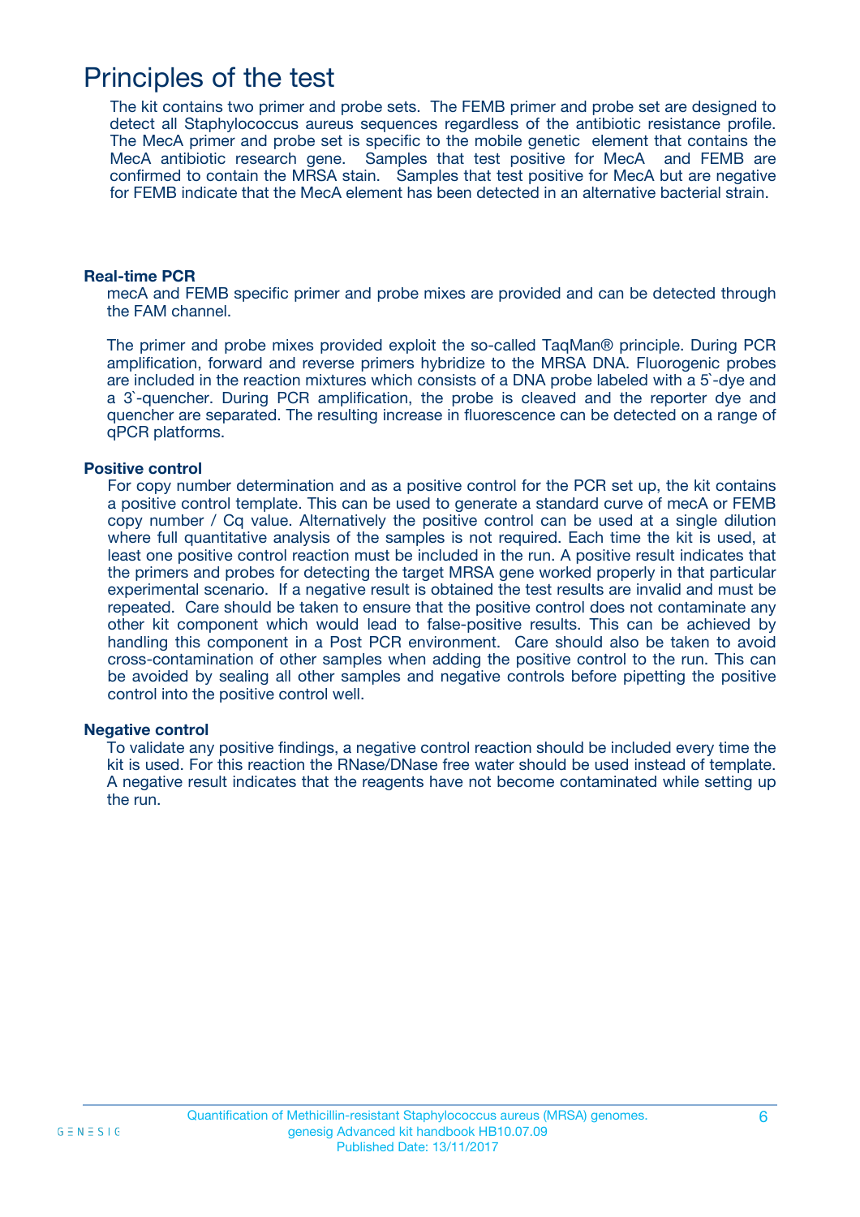# Principles of the test

The kit contains two primer and probe sets. The FEMB primer and probe set are designed to detect all Staphylococcus aureus sequences regardless of the antibiotic resistance profile. The MecA primer and probe set is specific to the mobile genetic element that contains the MecA antibiotic research gene. Samples that test positive for MecA and FEMB are confirmed to contain the MRSA stain. Samples that test positive for MecA but are negative for FEMB indicate that the MecA element has been detected in an alternative bacterial strain.

**Real-time PCR**

mecA and FEMB specific primer and probe mixes are provided and can be detected through the FAM channel.

The primer and probe mixes provided exploit the so-called TaqMan® principle. During PCR amplification, forward and reverse primers hybridize to the MRSA DNA. Fluorogenic probes are included in the reaction mixtures which consists of a DNA probe labeled with a 5`-dye and a 3`-quencher. During PCR amplification, the probe is cleaved and the reporter dye and quencher are separated. The resulting increase in fluorescence can be detected on a range of qPCR platforms.

**Positive control**

For copy number determination and as a positive control for the PCR set up, the kit contains a positive control template. This can be used to generate a standard curve of mecA or FEMB copy number / Cq value. Alternatively the positive control can be used at a single dilution where full quantitative analysis of the samples is not required. Each time the kit is used, at least one positive control reaction must be included in the run. A positive result indicates that the primers and probes for detecting the target MRSA gene worked properly in that particular experimental scenario. If a negative result is obtained the test results are invalid and must be repeated. Care should be taken to ensure that the positive control does not contaminate any other kit component which would lead to false-positive results. This can be achieved by handling this component in a Post PCR environment. Care should also be taken to avoid cross-contamination of other samples when adding the positive control to the run. This can be avoided by sealing all other samples and negative controls before pipetting the positive control into the positive control well.

**Negative control**

To validate any positive findings, a negative control reaction should be included every time the kit is used. For this reaction the RNase/DNase free water should be used instead of template. A negative result indicates that the reagents have not become contaminated while setting up the run.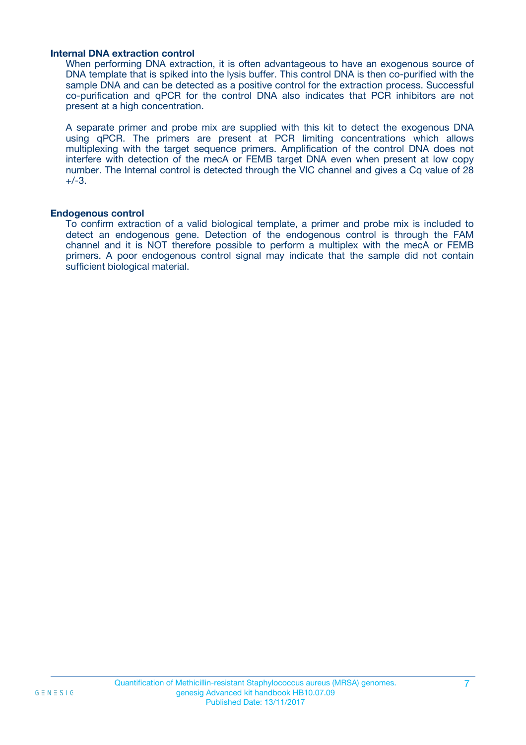### Internal DNA extraction control

When performing DNA extraction, it is often advantageous to have an exogenous source of DNA template that is spiked into the lysis buffer. This control DNA is then co-purified with the sample DNA and can be detected as a positive control for the extraction process. Successful co-purification and qPCR for the control DNA also indicates that PCR inhibitors are not present at a high concentration.

A separate primer and probe mix are supplied with this kit to detect the exogenous DNA using qPCR. The primers are present at PCR limiting concentrations which allows multiplexing with the target sequence primers. Amplification of the control DNA does not interfere with detection of the mecA or FEMB target DNA even when present at low copy number. The Internal control is detected through the VIC channel and gives a Cq value of 28 +/-3.

### Endogenous control

To confirm extraction of a valid biological template, a primer and probe mix is included to detect an endogenous gene. Detection of the endogenous control is through the FAM channel and it is NOT therefore possible to perform a multiplex with the mecA or FEMB primers. A poor endogenous control signal may indicate that the sample did not contain sufficient biological material.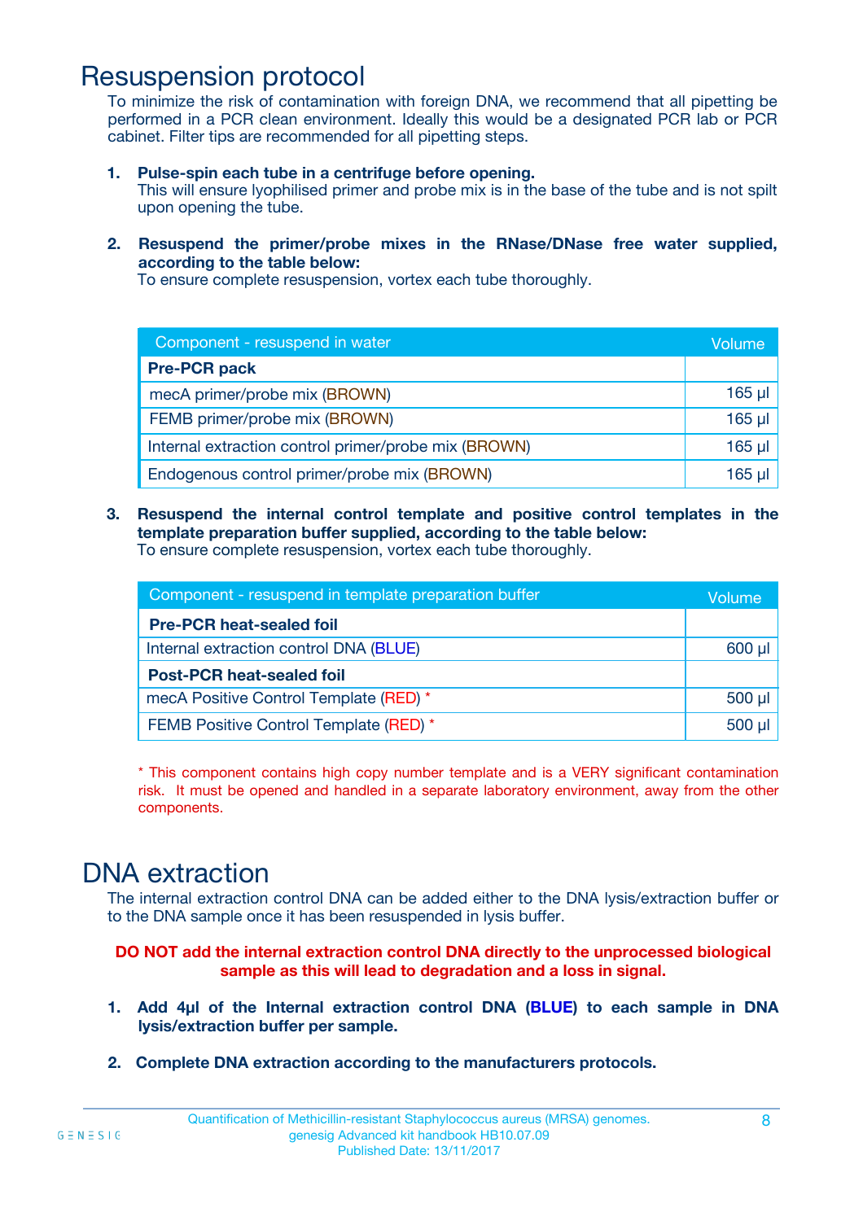# Resuspension protocol

To minimize the risk of contamination with foreign DNA, we recommend that all pipetting be performed in a PCR clean environment. Ideally this would be a designated PCR lab or PCR cabinet. Filter tips are recommended for all pipetting steps.

1. **Pulse-spin each tube in a centrifuge before opening.**
   This will ensure lyophilised primer and probe mix is in the base of the tube and is not spilt upon opening the tube.

2. **Resuspend the primer/probe mixes in the RNase/DNase free water supplied, according to the table below:**
   To ensure complete resuspension, vortex each tube thoroughly.

| Component - resuspend in water | Volume |
|---|---|
| **Pre-PCR pack** | |
| mecA primer/probe mix (BROWN) | 165 µl |
| FEMB primer/probe mix (BROWN) | 165 µl |
| Internal extraction control primer/probe mix (BROWN) | 165 µl |
| Endogenous control primer/probe mix (BROWN) | 165 µl |

3. **Resuspend the internal control template and positive control templates in the template preparation buffer supplied, according to the table below:**
   To ensure complete resuspension, vortex each tube thoroughly.

| Component - resuspend in template preparation buffer | Volume |
|---|---|
| **Pre-PCR heat-sealed foil** | |
| Internal extraction control DNA (BLUE) | 600 µl |
| **Post-PCR heat-sealed foil** | |
| mecA Positive Control Template (RED) * | 500 µl |
| FEMB Positive Control Template (RED) * | 500 µl |

* This component contains high copy number template and is a VERY significant contamination risk. It must be opened and handled in a separate laboratory environment, away from the other components.

# DNA extraction

The internal extraction control DNA can be added either to the DNA lysis/extraction buffer or to the DNA sample once it has been resuspended in lysis buffer.

**DO NOT add the internal extraction control DNA directly to the unprocessed biological sample as this will lead to degradation and a loss in signal.**

1. **Add 4µl of the Internal extraction control DNA (BLUE) to each sample in DNA lysis/extraction buffer per sample.**

2. **Complete DNA extraction according to the manufacturers protocols.**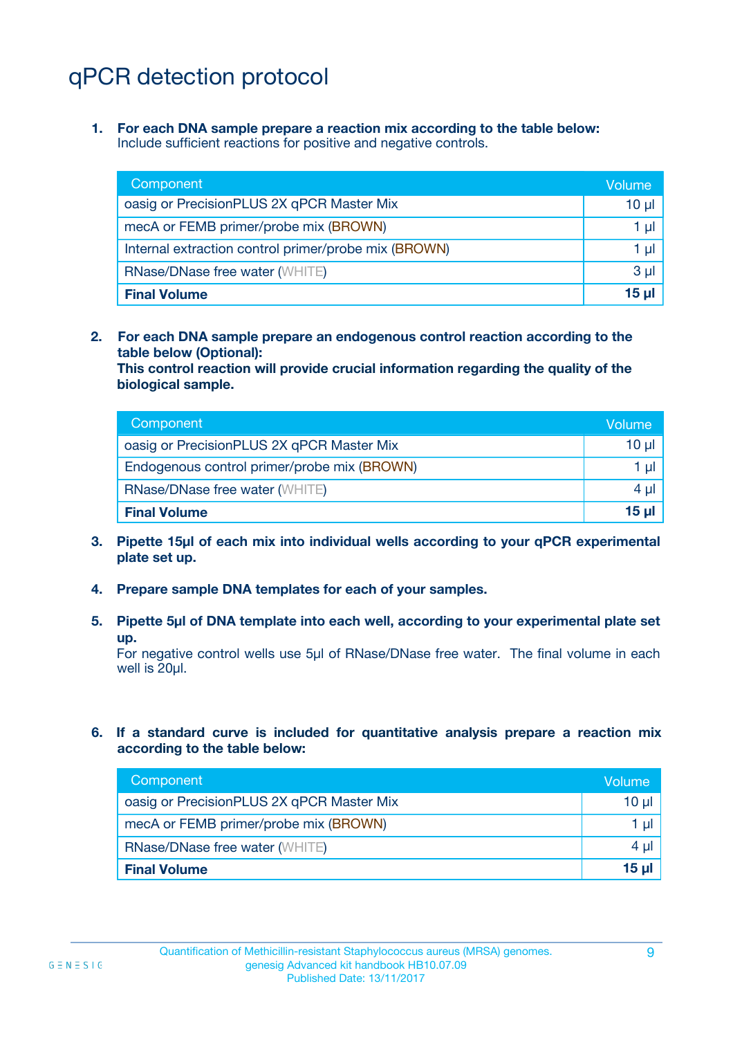# qPCR detection protocol

1. **For each DNA sample prepare a reaction mix according to the table below:**
   Include sufficient reactions for positive and negative controls.

| Component | Volume |
|---|---|
| oasig or PrecisionPLUS 2X qPCR Master Mix | 10 µl |
| mecA or FEMB primer/probe mix (BROWN) | 1 µl |
| Internal extraction control primer/probe mix (BROWN) | 1 µl |
| RNase/DNase free water (WHITE) | 3 µl |
| **Final Volume** | **15 µl** |

2. **For each DNA sample prepare an endogenous control reaction according to the table below (Optional):**
   **This control reaction will provide crucial information regarding the quality of the biological sample.**

| Component | Volume |
|---|---|
| oasig or PrecisionPLUS 2X qPCR Master Mix | 10 µl |
| Endogenous control primer/probe mix (BROWN) | 1 µl |
| RNase/DNase free water (WHITE) | 4 µl |
| **Final Volume** | **15 µl** |

3. **Pipette 15µl of each mix into individual wells according to your qPCR experimental plate set up.**

4. **Prepare sample DNA templates for each of your samples.**

5. **Pipette 5µl of DNA template into each well, according to your experimental plate set up.**
   For negative control wells use 5µl of RNase/DNase free water. The final volume in each well is 20µl.

6. **If a standard curve is included for quantitative analysis prepare a reaction mix according to the table below:**

| Component | Volume |
|---|---|
| oasig or PrecisionPLUS 2X qPCR Master Mix | 10 µl |
| mecA or FEMB primer/probe mix (BROWN) | 1 µl |
| RNase/DNase free water (WHITE) | 4 µl |
| **Final Volume** | **15 µl** |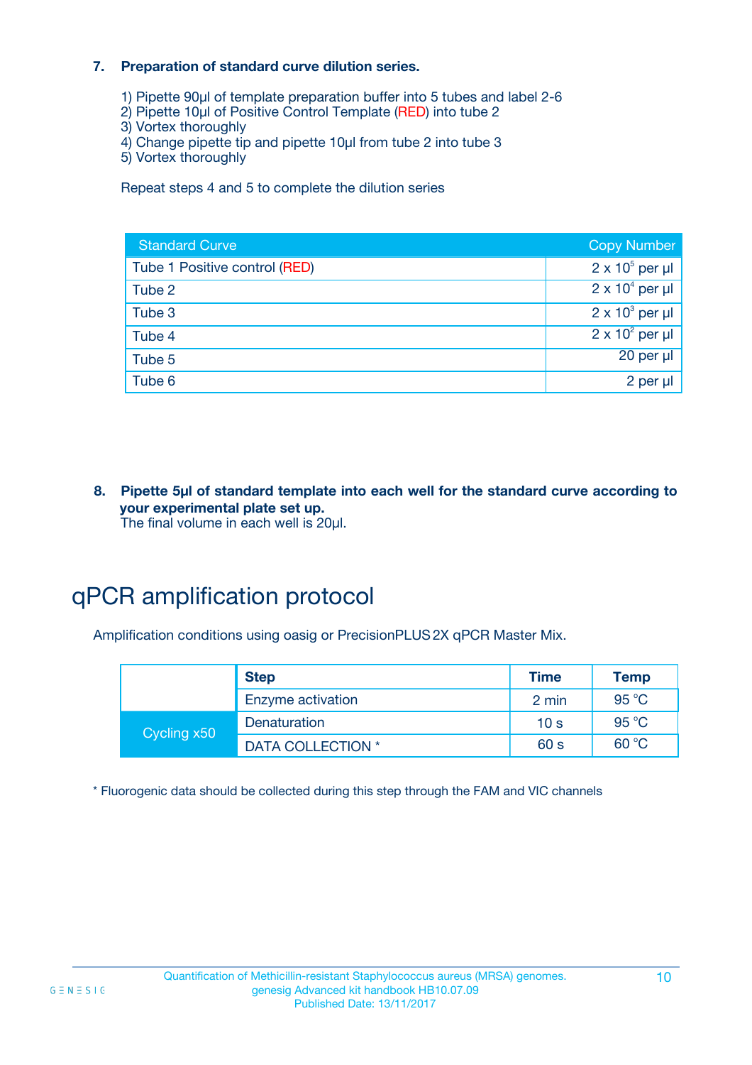**7. Preparation of standard curve dilution series.**

1) Pipette 90µl of template preparation buffer into 5 tubes and label 2-6
2) Pipette 10µl of Positive Control Template (RED) into tube 2
3) Vortex thoroughly
4) Change pipette tip and pipette 10µl from tube 2 into tube 3
5) Vortex thoroughly

Repeat steps 4 and 5 to complete the dilution series

| Standard Curve | Copy Number |
|---|---|
| Tube 1 Positive control (RED) | $2 \times 10^5$ per µl |
| Tube 2 | $2 \times 10^4$ per µl |
| Tube 3 | $2 \times 10^3$ per µl |
| Tube 4 | $2 \times 10^2$ per µl |
| Tube 5 | 20 per µl |
| Tube 6 | 2 per µl |

**8. Pipette 5µl of standard template into each well for the standard curve according to your experimental plate set up.**
The final volume in each well is 20µl.

# qPCR amplification protocol

Amplification conditions using oasig or PrecisionPLUS 2X qPCR Master Mix.

| | Step | Time | Temp |
|---|---|---|---|
| | Enzyme activation | 2 min | 95 °C |
| Cycling x50 | Denaturation | 10 s | 95 °C |
| | DATA COLLECTION * | 60 s | 60 °C |

* Fluorogenic data should be collected during this step through the FAM and VIC channels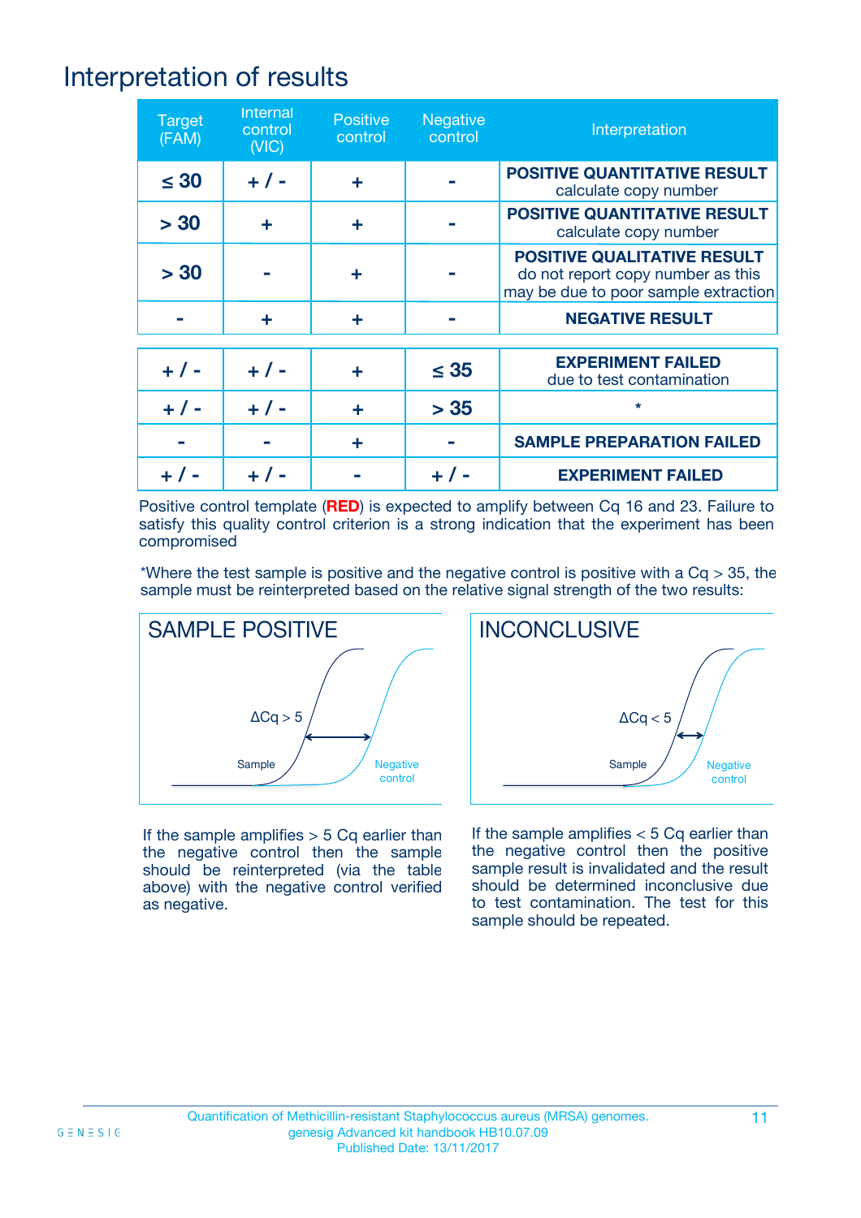# Interpretation of results

| Target (FAM) | Internal control (VIC) | Positive control | Negative control | Interpretation |
|---|---|---|---|---|
| ≤ 30 | + / - | + | - | **POSITIVE QUANTITATIVE RESULT** calculate copy number |
| > 30 | + | + | - | **POSITIVE QUANTITATIVE RESULT** calculate copy number |
| > 30 | - | + | - | **POSITIVE QUALITATIVE RESULT** do not report copy number as this may be due to poor sample extraction |
| - | + | + | - | **NEGATIVE RESULT** |
| + / - | + / - | + | ≤ 35 | **EXPERIMENT FAILED** due to test contamination |
| + / - | + / - | + | > 35 | * |
| - | - | + | - | **SAMPLE PREPARATION FAILED** |
| + / - | + / - | - | + / - | **EXPERIMENT FAILED** |

Positive control template (**RED**) is expected to amplify between Cq 16 and 23. Failure to satisfy this quality control criterion is a strong indication that the experiment has been compromised

*Where the test sample is positive and the negative control is positive with a Cq > 35, the sample must be reinterpreted based on the relative signal strength of the two results:

SAMPLE POSITIVE

ΔCq > 5

Sample

Negative control

If the sample amplifies > 5 Cq earlier than the negative control then the sample should be reinterpreted (via the table above) with the negative control verified as negative.

INCONCLUSIVE

ΔCq < 5

Sample

Negative control

If the sample amplifies < 5 Cq earlier than the negative control then the positive sample result is invalidated and the result should be determined inconclusive due to test contamination. The test for this sample should be repeated.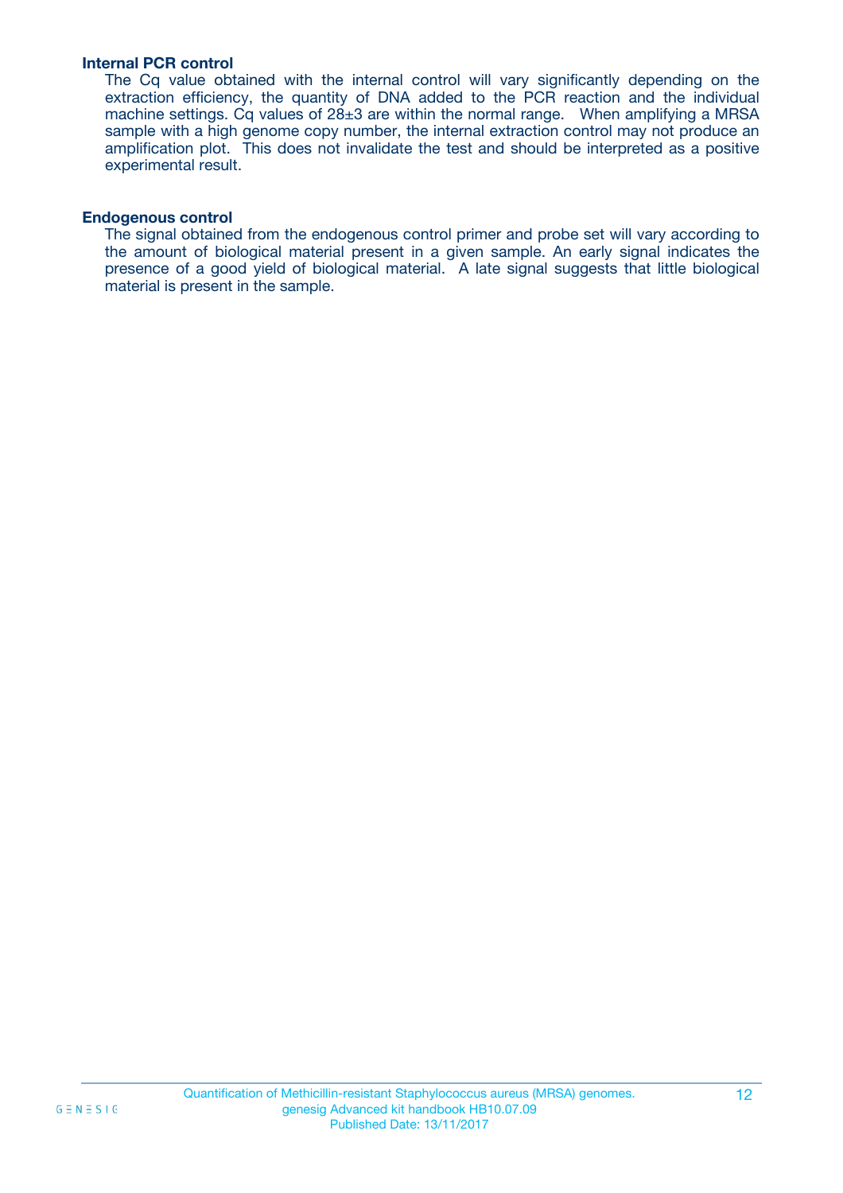### Internal PCR control

The Cq value obtained with the internal control will vary significantly depending on the extraction efficiency, the quantity of DNA added to the PCR reaction and the individual machine settings. Cq values of $28 \pm 3$ are within the normal range. When amplifying a MRSA sample with a high genome copy number, the internal extraction control may not produce an amplification plot. This does not invalidate the test and should be interpreted as a positive experimental result.

### Endogenous control

The signal obtained from the endogenous control primer and probe set will vary according to the amount of biological material present in a given sample. An early signal indicates the presence of a good yield of biological material. A late signal suggests that little biological material is present in the sample.